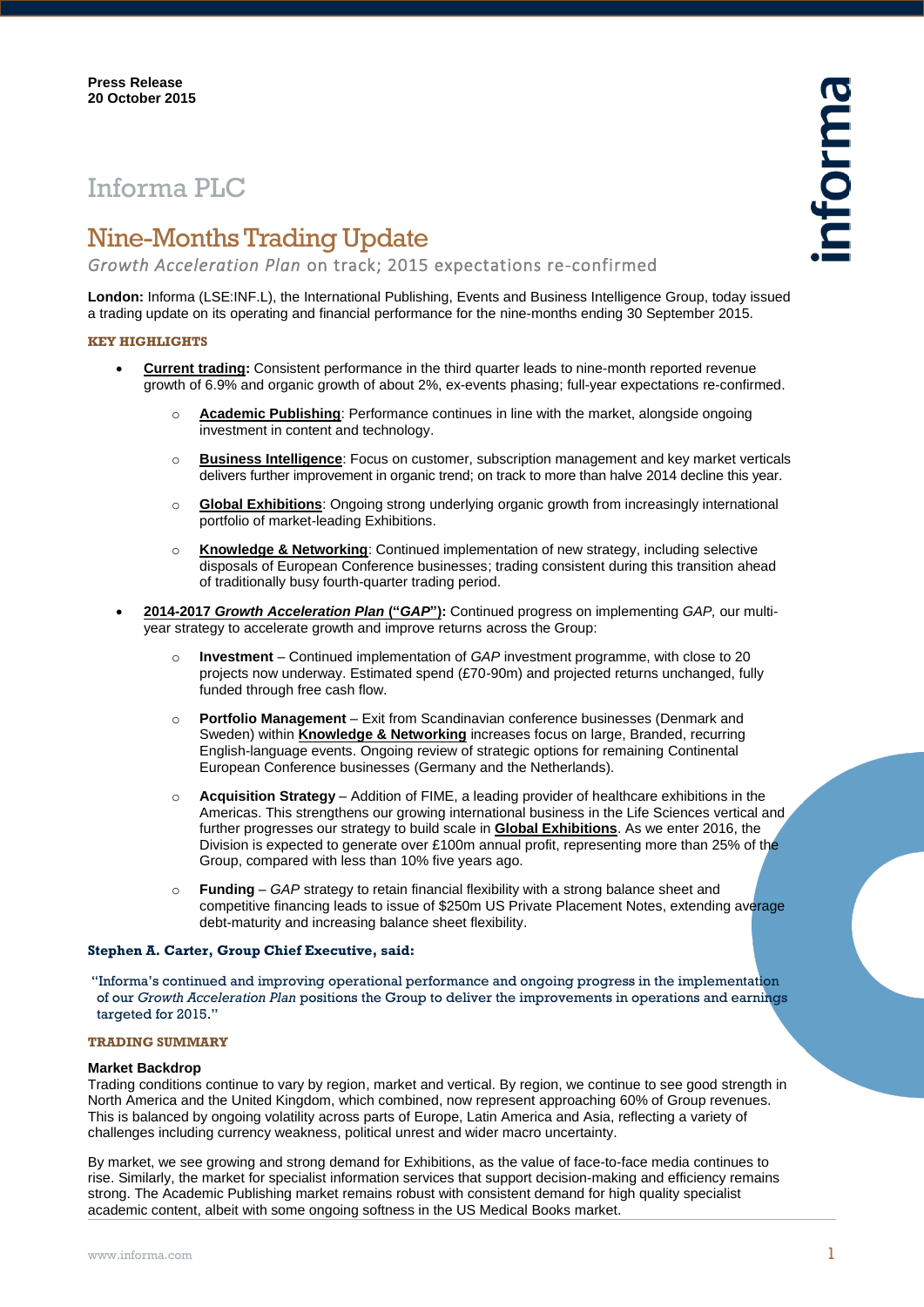**Press Release**
**20 October 2015**

# Informa PLC

## Nine-Months Trading Update

*Growth Acceleration Plan* on track; 2015 expectations re-confirmed

**London:** Informa (LSE:INF.L), the International Publishing, Events and Business Intelligence Group, today issued a trading update on its operating and financial performance for the nine-months ending 30 September 2015.

### KEY HIGHLIGHTS

- **Current trading:** Consistent performance in the third quarter leads to nine-month reported revenue growth of 6.9% and organic growth of about 2%, ex-events phasing; full-year expectations re-confirmed.
    - **Academic Publishing**: Performance continues in line with the market, alongside ongoing investment in content and technology.
    - **Business Intelligence**: Focus on customer, subscription management and key market verticals delivers further improvement in organic trend; on track to more than halve 2014 decline this year.
    - **Global Exhibitions**: Ongoing strong underlying organic growth from increasingly international portfolio of market-leading Exhibitions.
    - **Knowledge & Networking**: Continued implementation of new strategy, including selective disposals of European Conference businesses; trading consistent during this transition ahead of traditionally busy fourth-quarter trading period.
- **2014-2017 *Growth Acceleration Plan* ("*GAP*"):** Continued progress on implementing *GAP,* our multi-year strategy to accelerate growth and improve returns across the Group:
    - **Investment** – Continued implementation of *GAP* investment programme, with close to 20 projects now underway. Estimated spend (£70-90m) and projected returns unchanged, fully funded through free cash flow.
    - **Portfolio Management** – Exit from Scandinavian conference businesses (Denmark and Sweden) within **Knowledge & Networking** increases focus on large, Branded, recurring English-language events. Ongoing review of strategic options for remaining Continental European Conference businesses (Germany and the Netherlands).
    - **Acquisition Strategy** – Addition of FIME, a leading provider of healthcare exhibitions in the Americas. This strengthens our growing international business in the Life Sciences vertical and further progresses our strategy to build scale in **Global Exhibitions**. As we enter 2016, the Division is expected to generate over £100m annual profit, representing more than 25% of the Group, compared with less than 10% five years ago.
    - **Funding** – *GAP* strategy to retain financial flexibility with a strong balance sheet and competitive financing leads to issue of $250m US Private Placement Notes, extending average debt-maturity and increasing balance sheet flexibility.

**Stephen A. Carter, Group Chief Executive, said:**

"Informa's continued and improving operational performance and ongoing progress in the implementation of our *Growth Acceleration Plan* positions the Group to deliver the improvements in operations and earnings targeted for 2015."

### TRADING SUMMARY

**Market Backdrop**

Trading conditions continue to vary by region, market and vertical. By region, we continue to see good strength in North America and the United Kingdom, which combined, now represent approaching 60% of Group revenues. This is balanced by ongoing volatility across parts of Europe, Latin America and Asia, reflecting a variety of challenges including currency weakness, political unrest and wider macro uncertainty.

By market, we see growing and strong demand for Exhibitions, as the value of face-to-face media continues to rise. Similarly, the market for specialist information services that support decision-making and efficiency remains strong. The Academic Publishing market remains robust with consistent demand for high quality specialist academic content, albeit with some ongoing softness in the US Medical Books market.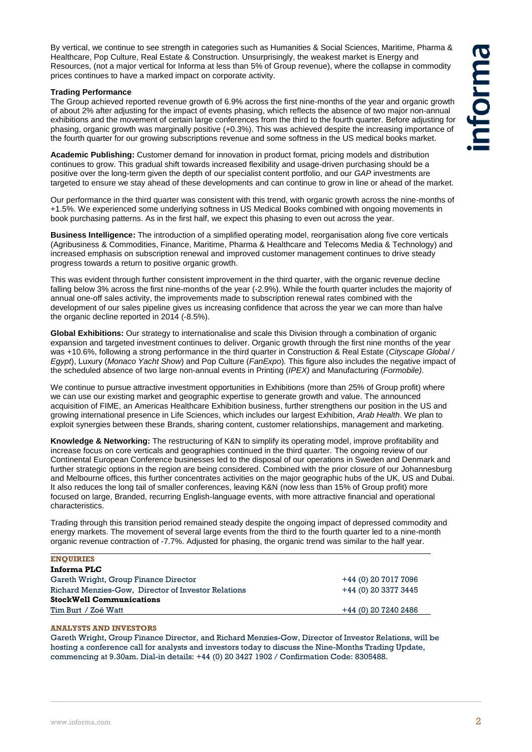By vertical, we continue to see strength in categories such as Humanities & Social Sciences, Maritime, Pharma & Healthcare, Pop Culture, Real Estate & Construction. Unsurprisingly, the weakest market is Energy and Resources, (not a major vertical for Informa at less than 5% of Group revenue), where the collapse in commodity prices continues to have a marked impact on corporate activity.

**Trading Performance**

The Group achieved reported revenue growth of 6.9% across the first nine-months of the year and organic growth of about 2% after adjusting for the impact of events phasing, which reflects the absence of two major non-annual exhibitions and the movement of certain large conferences from the third to the fourth quarter. Before adjusting for phasing, organic growth was marginally positive (+0.3%). This was achieved despite the increasing importance of the fourth quarter for our growing subscriptions revenue and some softness in the US medical books market.

**Academic Publishing:** Customer demand for innovation in product format, pricing models and distribution continues to grow. This gradual shift towards increased flexibility and usage-driven purchasing should be a positive over the long-term given the depth of our specialist content portfolio, and our *GAP* investments are targeted to ensure we stay ahead of these developments and can continue to grow in line or ahead of the market.

Our performance in the third quarter was consistent with this trend, with organic growth across the nine-months of +1.5%. We experienced some underlying softness in US Medical Books combined with ongoing movements in book purchasing patterns. As in the first half, we expect this phasing to even out across the year.

**Business Intelligence:** The introduction of a simplified operating model, reorganisation along five core verticals (Agribusiness & Commodities, Finance, Maritime, Pharma & Healthcare and Telecoms Media & Technology) and increased emphasis on subscription renewal and improved customer management continues to drive steady progress towards a return to positive organic growth.

This was evident through further consistent improvement in the third quarter, with the organic revenue decline falling below 3% across the first nine-months of the year (-2.9%). While the fourth quarter includes the majority of annual one-off sales activity, the improvements made to subscription renewal rates combined with the development of our sales pipeline gives us increasing confidence that across the year we can more than halve the organic decline reported in 2014 (-8.5%).

**Global Exhibitions:** Our strategy to internationalise and scale this Division through a combination of organic expansion and targeted investment continues to deliver. Organic growth through the first nine months of the year was +10.6%, following a strong performance in the third quarter in Construction & Real Estate (*Cityscape Global / Egypt*), Luxury (*Monaco Yacht Show*) and Pop Culture (*FanExpo*). This figure also includes the negative impact of the scheduled absence of two large non-annual events in Printing (*IPEX)* and Manufacturing (*Formobile).*

We continue to pursue attractive investment opportunities in Exhibitions (more than 25% of Group profit) where we can use our existing market and geographic expertise to generate growth and value. The announced acquisition of FIME, an Americas Healthcare Exhibition business, further strengthens our position in the US and growing international presence in Life Sciences, which includes our largest Exhibition, *Arab Health*. We plan to exploit synergies between these Brands, sharing content, customer relationships, management and marketing.

**Knowledge & Networking:** The restructuring of K&N to simplify its operating model, improve profitability and increase focus on core verticals and geographies continued in the third quarter. The ongoing review of our Continental European Conference businesses led to the disposal of our operations in Sweden and Denmark and further strategic options in the region are being considered. Combined with the prior closure of our Johannesburg and Melbourne offices, this further concentrates activities on the major geographic hubs of the UK, US and Dubai. It also reduces the long tail of smaller conferences, leaving K&N (now less than 15% of Group profit) more focused on large, Branded, recurring English-language events, with more attractive financial and operational characteristics.

Trading through this transition period remained steady despite the ongoing impact of depressed commodity and energy markets. The movement of several large events from the third to the fourth quarter led to a nine-month organic revenue contraction of -7.7%. Adjusted for phasing, the organic trend was similar to the half year.

**ENQUIRIES**

| | |
|---|---|
| **Informa PLC** | |
| Gareth Wright, Group Finance Director | +44 (0) 20 7017 7096 |
| Richard Menzies-Gow, Director of Investor Relations | +44 (0) 20 3377 3445 |
| **StockWell Communications** | |
| Tim Burt / Zoë Watt | +44 (0) 20 7240 2486 |

**ANALYSTS AND INVESTORS**

Gareth Wright, Group Finance Director, and Richard Menzies-Gow, Director of Investor Relations, will be hosting a conference call for analysts and investors today to discuss the Nine-Months Trading Update, commencing at 9.30am. Dial-in details: +44 (0) 20 3427 1902 / Confirmation Code: 8305488.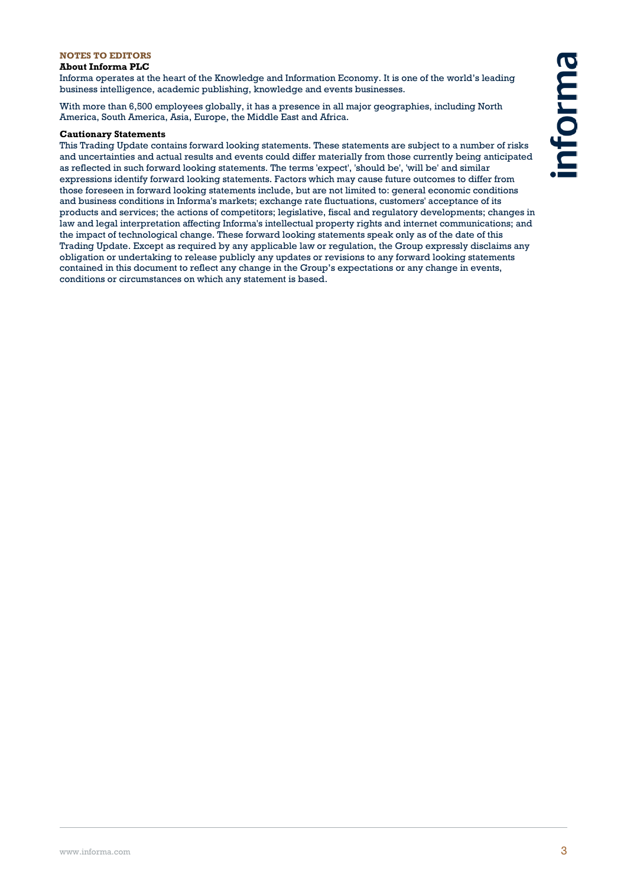**NOTES TO EDITORS**

**About Informa PLC**

Informa operates at the heart of the Knowledge and Information Economy. It is one of the world's leading business intelligence, academic publishing, knowledge and events businesses.

With more than 6,500 employees globally, it has a presence in all major geographies, including North America, South America, Asia, Europe, the Middle East and Africa.

**Cautionary Statements**

This Trading Update contains forward looking statements. These statements are subject to a number of risks and uncertainties and actual results and events could differ materially from those currently being anticipated as reflected in such forward looking statements. The terms 'expect', 'should be', 'will be' and similar expressions identify forward looking statements. Factors which may cause future outcomes to differ from those foreseen in forward looking statements include, but are not limited to: general economic conditions and business conditions in Informa's markets; exchange rate fluctuations, customers' acceptance of its products and services; the actions of competitors; legislative, fiscal and regulatory developments; changes in law and legal interpretation affecting Informa's intellectual property rights and internet communications; and the impact of technological change. These forward looking statements speak only as of the date of this Trading Update. Except as required by any applicable law or regulation, the Group expressly disclaims any obligation or undertaking to release publicly any updates or revisions to any forward looking statements contained in this document to reflect any change in the Group's expectations or any change in events, conditions or circumstances on which any statement is based.